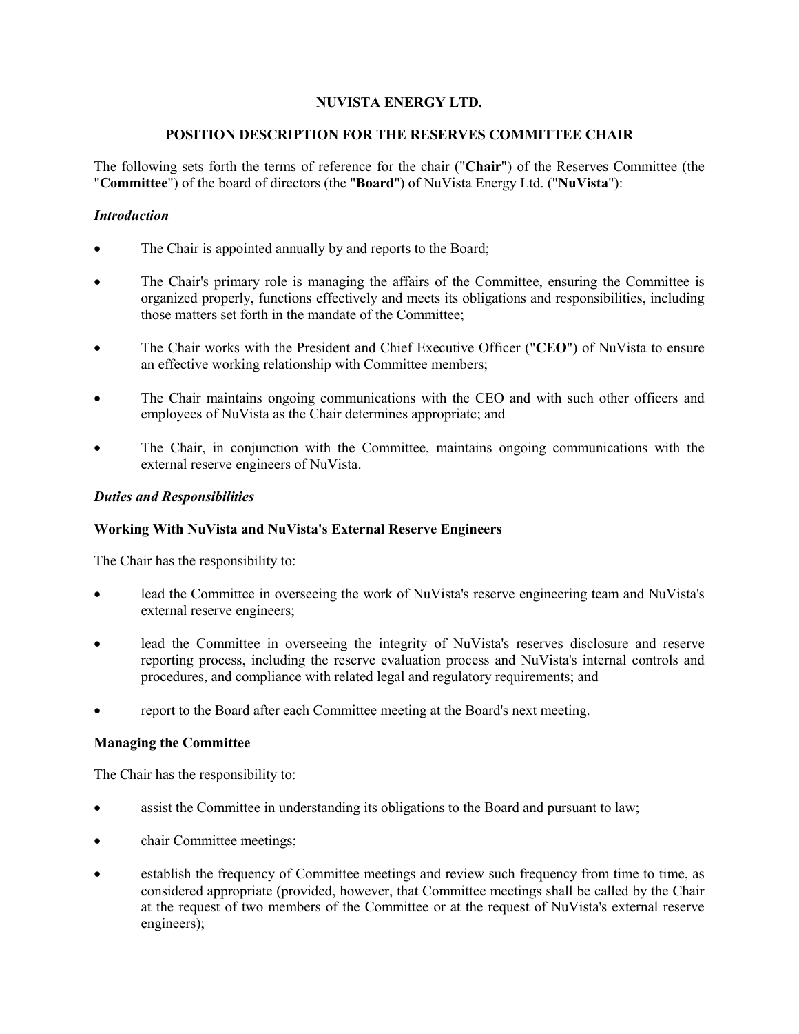**NUVISTA ENERGY LTD.**

**POSITION DESCRIPTION FOR THE RESERVES COMMITTEE CHAIR**

The following sets forth the terms of reference for the chair ("**Chair**") of the Reserves Committee (the "**Committee**") of the board of directors (the "**Board**") of NuVista Energy Ltd. ("**NuVista**"):

***Introduction***

- The Chair is appointed annually by and reports to the Board;
- The Chair's primary role is managing the affairs of the Committee, ensuring the Committee is organized properly, functions effectively and meets its obligations and responsibilities, including those matters set forth in the mandate of the Committee;
- The Chair works with the President and Chief Executive Officer ("**CEO**") of NuVista to ensure an effective working relationship with Committee members;
- The Chair maintains ongoing communications with the CEO and with such other officers and employees of NuVista as the Chair determines appropriate; and
- The Chair, in conjunction with the Committee, maintains ongoing communications with the external reserve engineers of NuVista.

***Duties and Responsibilities***

**Working With NuVista and NuVista's External Reserve Engineers**

The Chair has the responsibility to:

- lead the Committee in overseeing the work of NuVista's reserve engineering team and NuVista's external reserve engineers;
- lead the Committee in overseeing the integrity of NuVista's reserves disclosure and reserve reporting process, including the reserve evaluation process and NuVista's internal controls and procedures, and compliance with related legal and regulatory requirements; and
- report to the Board after each Committee meeting at the Board's next meeting.

**Managing the Committee**

The Chair has the responsibility to:

- assist the Committee in understanding its obligations to the Board and pursuant to law;
- chair Committee meetings;
- establish the frequency of Committee meetings and review such frequency from time to time, as considered appropriate (provided, however, that Committee meetings shall be called by the Chair at the request of two members of the Committee or at the request of NuVista's external reserve engineers);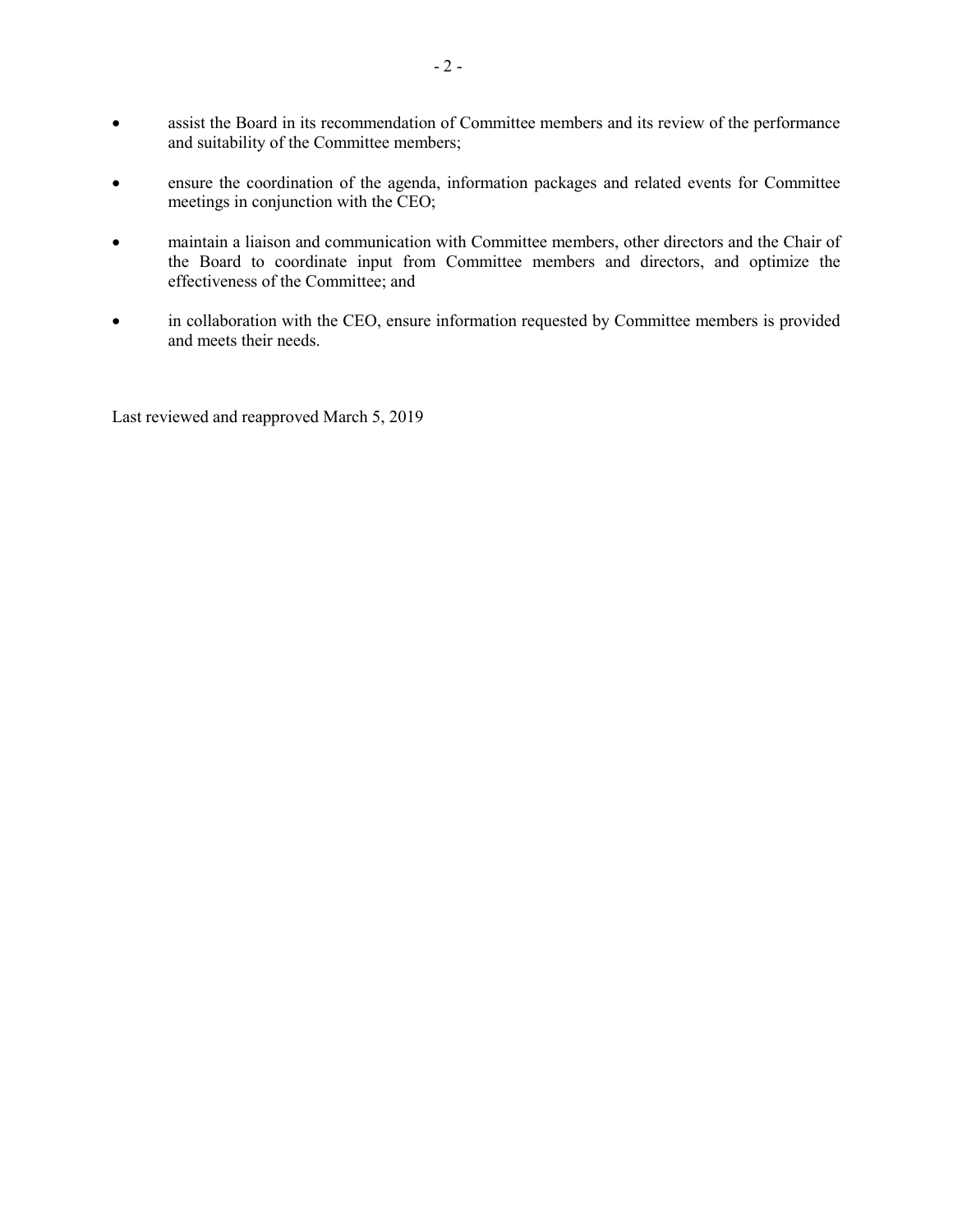- assist the Board in its recommendation of Committee members and its review of the performance and suitability of the Committee members;
- ensure the coordination of the agenda, information packages and related events for Committee meetings in conjunction with the CEO;
- maintain a liaison and communication with Committee members, other directors and the Chair of the Board to coordinate input from Committee members and directors, and optimize the effectiveness of the Committee; and
- in collaboration with the CEO, ensure information requested by Committee members is provided and meets their needs.

Last reviewed and reapproved March 5, 2019